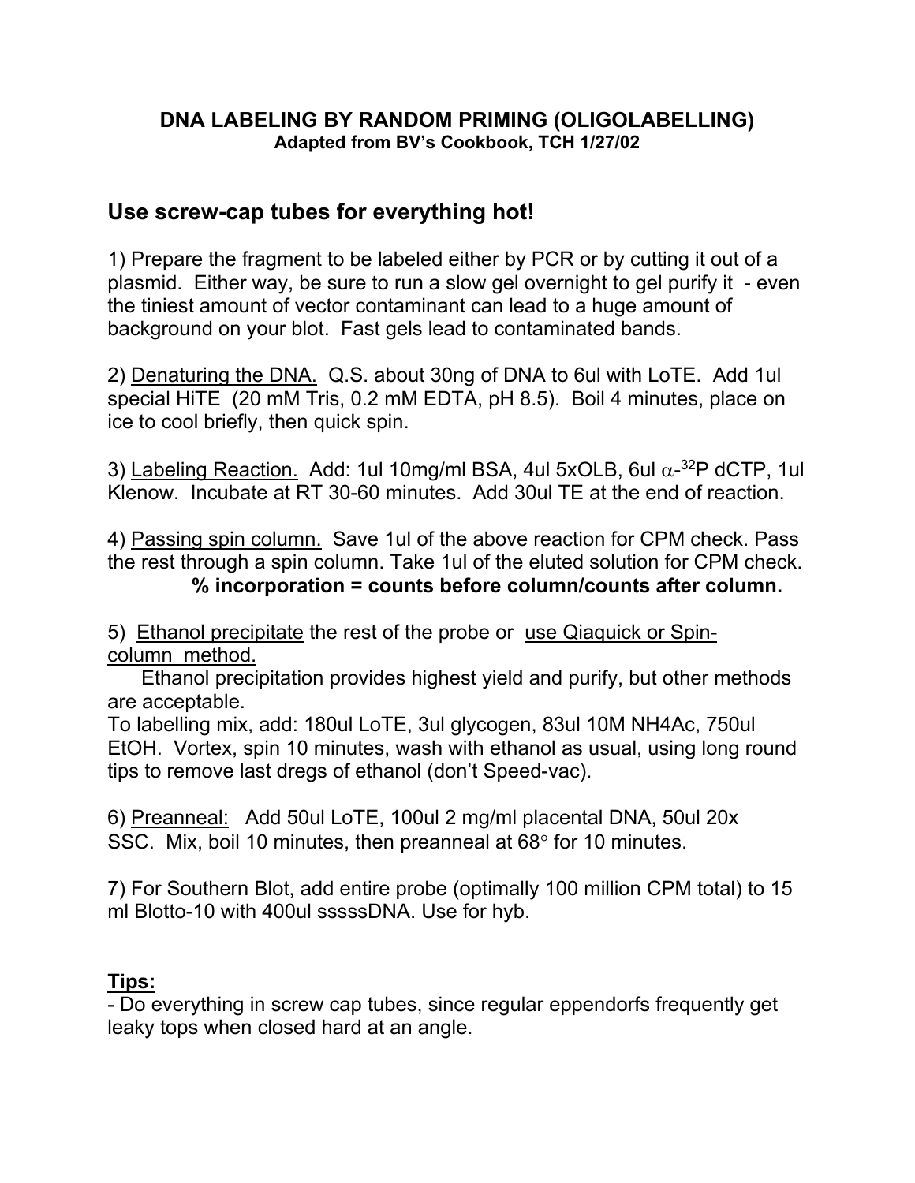# DNA LABELING BY RANDOM PRIMING (OLIGOLABELLING)

**Adapted from BV's Cookbook, TCH 1/27/02**

## Use screw-cap tubes for everything hot!

1) Prepare the fragment to be labeled either by PCR or by cutting it out of a plasmid. Either way, be sure to run a slow gel overnight to gel purify it - even the tiniest amount of vector contaminant can lead to a huge amount of background on your blot. Fast gels lead to contaminated bands.

2) Denaturing the DNA. Q.S. about 30ng of DNA to 6ul with LoTE. Add 1ul special HiTE (20 mM Tris, 0.2 mM EDTA, pH 8.5). Boil 4 minutes, place on ice to cool briefly, then quick spin.

3) Labeling Reaction. Add: 1ul 10mg/ml BSA, 4ul 5xOLB, 6ul $\alpha$-$^{32}$P dCTP, 1ul Klenow. Incubate at RT 30-60 minutes. Add 30ul TE at the end of reaction.

4) Passing spin column. Save 1ul of the above reaction for CPM check. Pass the rest through a spin column. Take 1ul of the eluted solution for CPM check.

**% incorporation = counts before column/counts after column.**

5) Ethanol precipitate the rest of the probe or use Qiaquick or Spin-column method.

Ethanol precipitation provides highest yield and purify, but other methods are acceptable.

To labelling mix, add: 180ul LoTE, 3ul glycogen, 83ul 10M $NH_4Ac$, 750ul EtOH. Vortex, spin 10 minutes, wash with ethanol as usual, using long round tips to remove last dregs of ethanol (don't Speed-vac).

6) Preanneal: Add 50ul LoTE, 100ul 2 mg/ml placental DNA, 50ul 20x SSC. Mix, boil 10 minutes, then preanneal at 68° for 10 minutes.

7) For Southern Blot, add entire probe (optimally 100 million CPM total) to 15 ml Blotto-10 with 400ul sssssDNA. Use for hyb.

**Tips:**

- Do everything in screw cap tubes, since regular eppendorfs frequently get leaky tops when closed hard at an angle.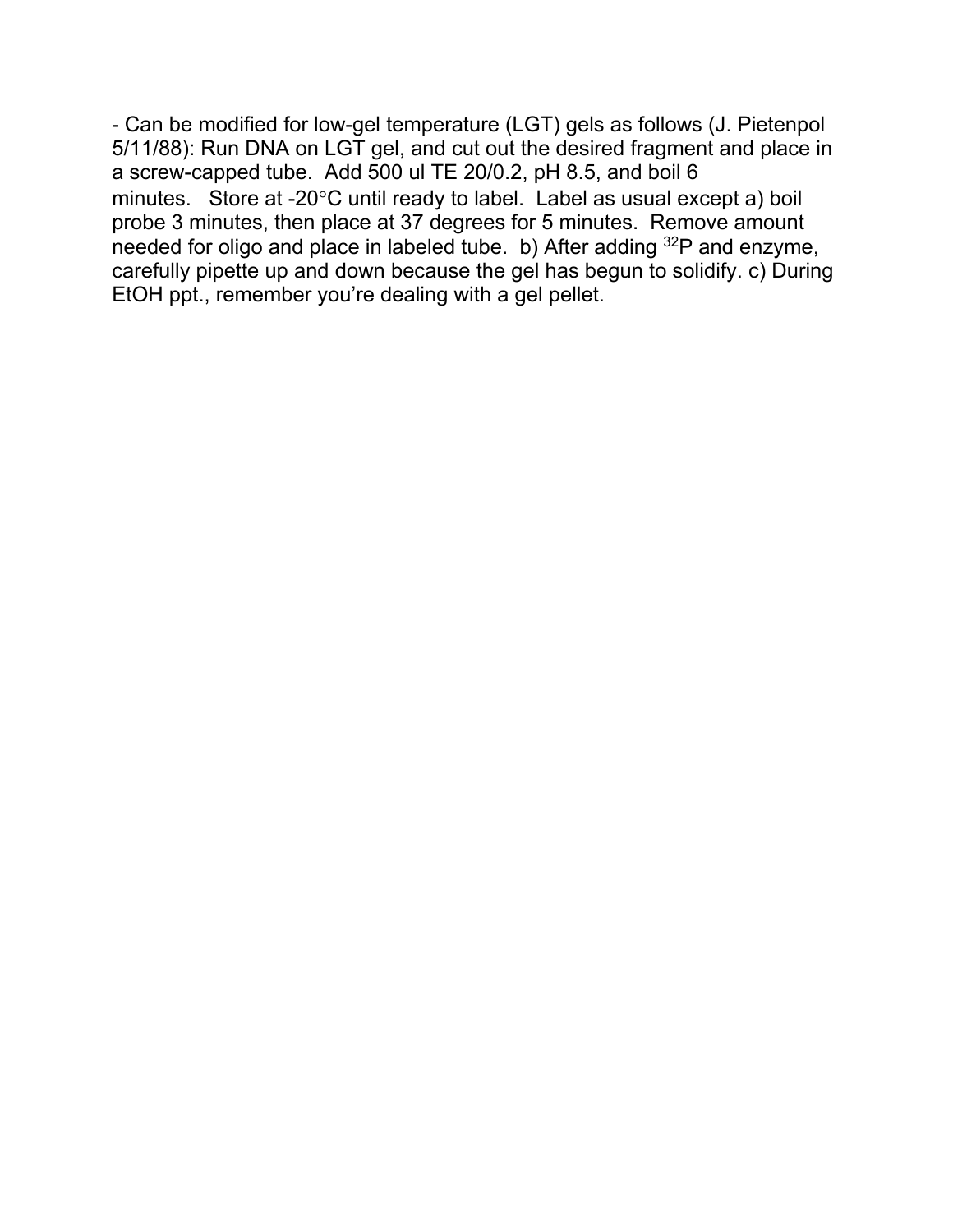- Can be modified for low-gel temperature (LGT) gels as follows (J. Pietenpol 5/11/88): Run DNA on LGT gel, and cut out the desired fragment and place in a screw-capped tube. Add 500 ul TE 20/0.2, pH 8.5, and boil 6 minutes. Store at -20°C until ready to label. Label as usual except a) boil probe 3 minutes, then place at 37 degrees for 5 minutes. Remove amount needed for oligo and place in labeled tube. b) After adding $^{32}P$ and enzyme, carefully pipette up and down because the gel has begun to solidify. c) During EtOH ppt., remember you're dealing with a gel pellet.